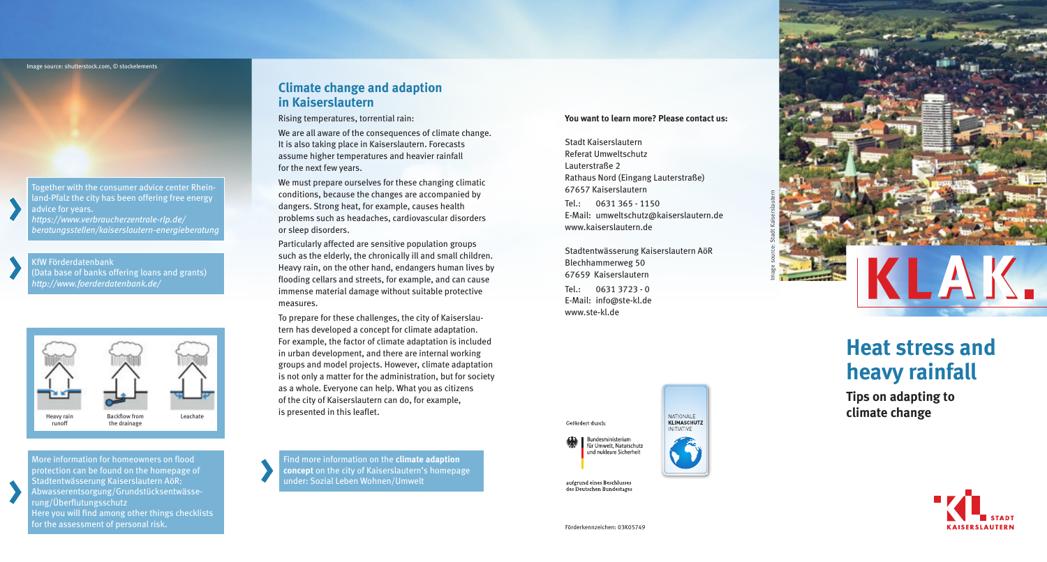Image source: shutterstock.com, © stockelements

Together with the consumer advice center Rheinland-Pfalz the city has been offering free energy advice for years.
*https://www.verbraucherzentrale-rlp.de/beratungsstellen/kaiserslautern-energieberatung*

KfW Förderdatenbank
(Data base of banks offering loans and grants)
*http://www.foerderdatenbank.de/*

Heavy rain runoff | Backflow from the drainage | Leachate

More information for homeowners on flood protection can be found on the homepage of Stadtentwässerung Kaiserslautern AöR: Abwasserentsorgung/Grundstücksentwässerung/Überflutungsschutz
Here you will find among other things checklists for the assessment of personal risk.

## Climate change and adaption in Kaiserslautern

Rising temperatures, torrential rain:

We are all aware of the consequences of climate change. It is also taking place in Kaiserslautern. Forecasts assume higher temperatures and heavier rainfall for the next few years.

We must prepare ourselves for these changing climatic conditions, because the changes are accompanied by dangers. Strong heat, for example, causes health problems such as headaches, cardiovascular disorders or sleep disorders.

Particularly affected are sensitive population groups such as the elderly, the chronically ill and small children. Heavy rain, on the other hand, endangers human lives by flooding cellars and streets, for example, and can cause immense material damage without suitable protective measures.

To prepare for these challenges, the city of Kaiserslautern has developed a concept for climate adaptation. For example, the factor of climate adaptation is included in urban development, and there are internal working groups and model projects. However, climate adaptation is not only a matter for the administration, but for society as a whole. Everyone can help. What you as citizens of the city of Kaiserslautern can do, for example, is presented in this leaflet.

Find more information on the **climate adaption concept** on the city of Kaiserslautern's homepage under: Sozial Leben Wohnen/Umwelt

**You want to learn more? Please contact us:**

Stadt Kaiserslautern
Referat Umweltschutz
Lauterstraße 2
Rathaus Nord (Eingang Lauterstraße)
67657 Kaiserslautern
Tel.: 0631 365 - 1150
E-Mail: umweltschutz@kaiserslautern.de
www.kaiserslautern.de

Stadtentwässerung Kaiserslautern AöR
Blechhammerweg 50
67659 Kaiserslautern
Tel.: 0631 3723 - 0
E-Mail: info@ste-kl.de
www.ste-kl.de

Gefördert durch:
Bundesministerium für Umwelt, Naturschutz und nukleare Sicherheit
aufgrund eines Beschlusses des Deutschen Bundestages

NATIONALE KLIMASCHUTZ INITIATIVE

Förderkennzeichen: 03K05749

Image source: Stadt Kaiserslautern

KLAK.

# Heat stress and heavy rainfall

**Tips on adapting to climate change**

STADT KAISERSLAUTERN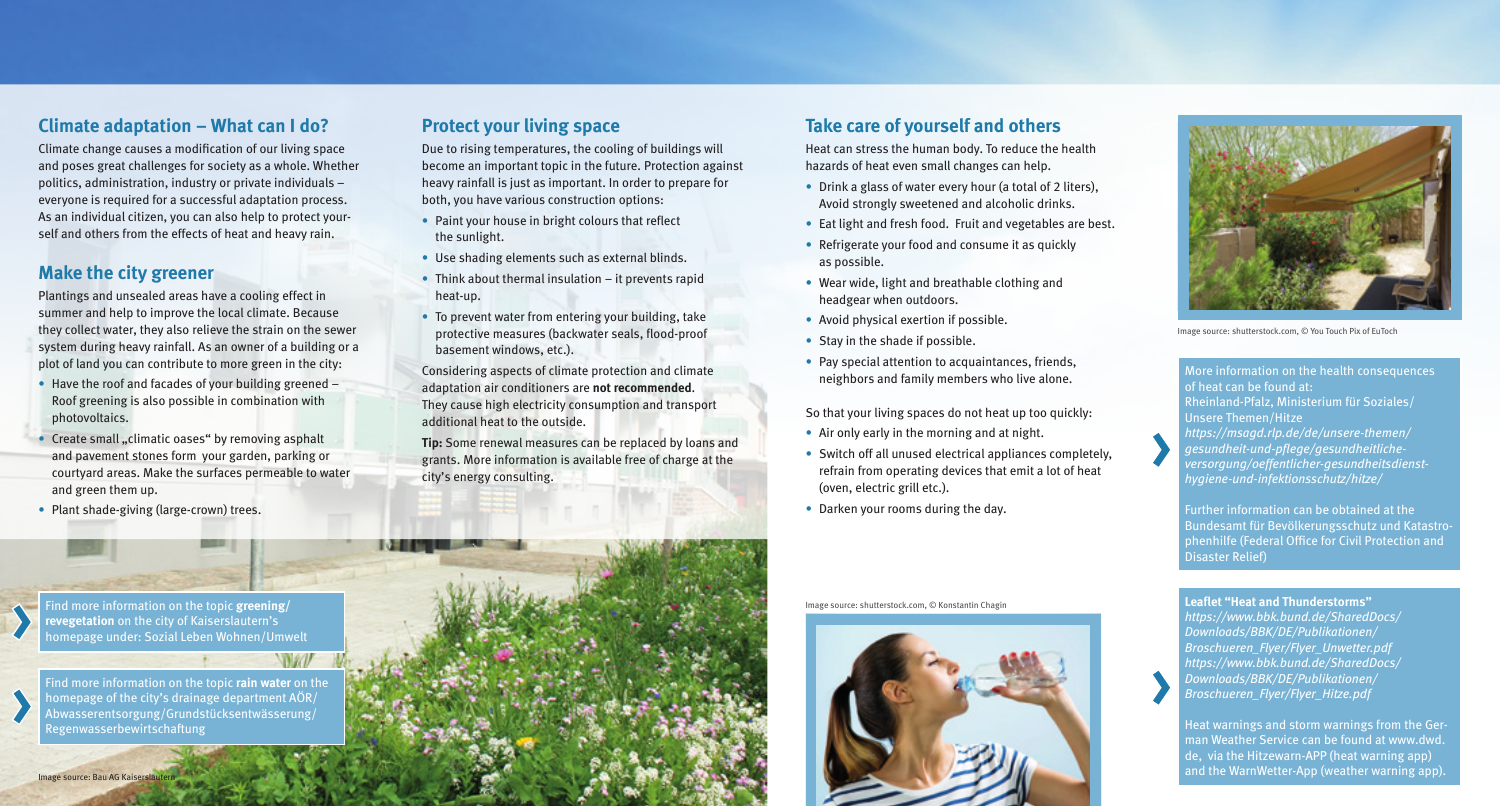## Climate adaptation – What can I do?

Climate change causes a modification of our living space and poses great challenges for society as a whole. Whether politics, administration, industry or private individuals – everyone is required for a successful adaptation process. As an individual citizen, you can also help to protect yourself and others from the effects of heat and heavy rain.

## Make the city greener

Plantings and unsealed areas have a cooling effect in summer and help to improve the local climate. Because they collect water, they also relieve the strain on the sewer system during heavy rainfall. As an owner of a building or a plot of land you can contribute to more green in the city:

- Have the roof and facades of your building greened – Roof greening is also possible in combination with photovoltaics.
- Create small „climatic oases" by removing asphalt and pavement stones form your garden, parking or courtyard areas. Make the surfaces permeable to water and green them up.
- Plant shade-giving (large-crown) trees.

Find more information on the topic **greening/ revegetation** on the city of Kaiserslautern's homepage under: Sozial Leben Wohnen/Umwelt

Find more information on the topic **rain water** on the homepage of the city's drainage department AÖR/ Abwasserentsorgung/Grundstücksentwässerung/ Regenwasserbewirtschaftung

Image source: Bau AG Kaiserslautern

## Protect your living space

Due to rising temperatures, the cooling of buildings will become an important topic in the future. Protection against heavy rainfall is just as important. In order to prepare for both, you have various construction options:

- Paint your house in bright colours that reflect the sunlight.
- Use shading elements such as external blinds.
- Think about thermal insulation – it prevents rapid heat-up.
- To prevent water from entering your building, take protective measures (backwater seals, flood-proof basement windows, etc.).

Considering aspects of climate protection and climate adaptation air conditioners are **not recommended**. They cause high electricity consumption and transport additional heat to the outside.

**Tip:** Some renewal measures can be replaced by loans and grants. More information is available free of charge at the city's energy consulting.

## Take care of yourself and others

Heat can stress the human body. To reduce the health hazards of heat even small changes can help.

- Drink a glass of water every hour (a total of 2 liters), Avoid strongly sweetened and alcoholic drinks.
- Eat light and fresh food. Fruit and vegetables are best.
- Refrigerate your food and consume it as quickly as possible.
- Wear wide, light and breathable clothing and headgear when outdoors.
- Avoid physical exertion if possible.
- Stay in the shade if possible.
- Pay special attention to acquaintances, friends, neighbors and family members who live alone.

So that your living spaces do not heat up too quickly:

- Air only early in the morning and at night.
- Switch off all unused electrical appliances completely, refrain from operating devices that emit a lot of heat (oven, electric grill etc.).
- Darken your rooms during the day.

Image source: shutterstock.com, © Konstantin Chagin

Image source: shutterstock.com, © You Touch Pix of EuToch

More information on the health consequences of heat can be found at:
Rheinland-Pfalz, Ministerium für Soziales/ Unsere Themen/Hitze
*https://msagd.rlp.de/de/unsere-themen/gesundheit-und-pflege/gesundheitliche-versorgung/oeffentlicher-gesundheitsdienst-hygiene-und-infektionsschutz/hitze/*

Further information can be obtained at the Bundesamt für Bevölkerungsschutz und Katastrophenhilfe (Federal Office for Civil Protection and Disaster Relief)

**Leaflet "Heat and Thunderstorms"**
*https://www.bbk.bund.de/SharedDocs/Downloads/BBK/DE/Publikationen/Broschueren_Flyer/Flyer_Unwetter.pdf*
*https://www.bbk.bund.de/SharedDocs/Downloads/BBK/DE/Publikationen/Broschueren_Flyer/Flyer_Hitze.pdf*

Heat warnings and storm warnings from the German Weather Service can be found at www.dwd.de, via the Hitzewarn-APP (heat warning app) and the WarnWetter-App (weather warning app).